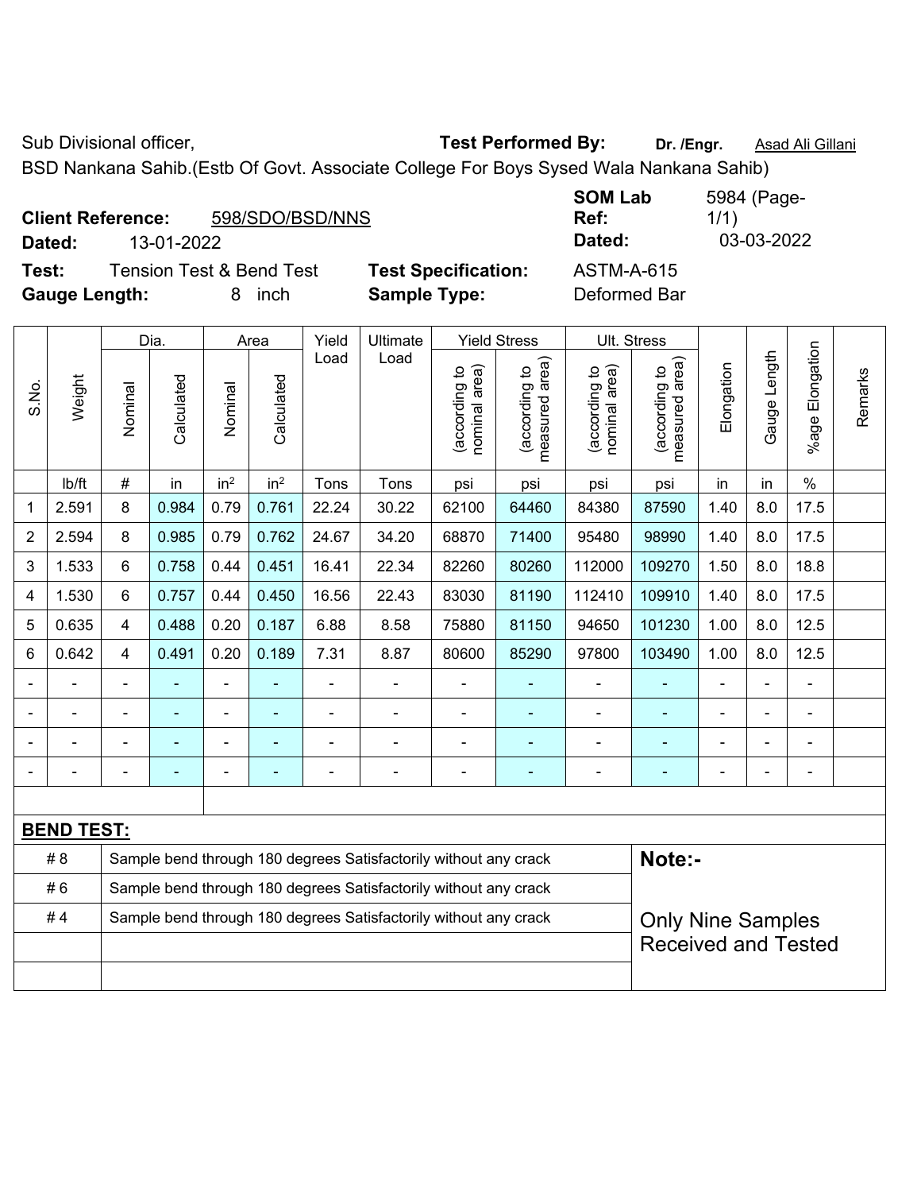Sub Divisional officer, **Test Performed By:** **Dr. /Engr.** Asad Ali Gillani

BSD Nankana Sahib.(Estb Of Govt. Associate College For Boys Sysed Wala Nankana Sahib)

**Client Reference:** 598/SDO/BSD/NNS **SOM Lab Ref:** 5984 (Page-1/1)

**Dated:** 13-01-2022 **Dated:** 03-03-2022

**Test:** Tension Test & Bend Test **Test Specification:** ASTM-A-615

**Gauge Length:** 8 inch **Sample Type:** Deformed Bar

| S.No. | Weight | Dia. | | Area | | Yield Load | Ultimate Load | Yield Stress | | Ult. Stress | | Elongation | Gauge Length | %age Elongation | Remarks |
|---|---|---|---|---|---|---|---|---|---|---|---|---|---|---|---|
| | | Nominal | Calculated | Nominal | Calculated | | | (according to nominal area) | (according to measured area) | (according to nominal area) | (according to measured area) | | | | |
| | lb/ft | # | in | in² | in² | Tons | Tons | psi | psi | psi | psi | in | in | % | |
| 1 | 2.591 | 8 | 0.984 | 0.79 | 0.761 | 22.24 | 30.22 | 62100 | 64460 | 84380 | 87590 | 1.40 | 8.0 | 17.5 | |
| 2 | 2.594 | 8 | 0.985 | 0.79 | 0.762 | 24.67 | 34.20 | 68870 | 71400 | 95480 | 98990 | 1.40 | 8.0 | 17.5 | |
| 3 | 1.533 | 6 | 0.758 | 0.44 | 0.451 | 16.41 | 22.34 | 82260 | 80260 | 112000 | 109270 | 1.50 | 8.0 | 18.8 | |
| 4 | 1.530 | 6 | 0.757 | 0.44 | 0.450 | 16.56 | 22.43 | 83030 | 81190 | 112410 | 109910 | 1.40 | 8.0 | 17.5 | |
| 5 | 0.635 | 4 | 0.488 | 0.20 | 0.187 | 6.88 | 8.58 | 75880 | 81150 | 94650 | 101230 | 1.00 | 8.0 | 12.5 | |
| 6 | 0.642 | 4 | 0.491 | 0.20 | 0.189 | 7.31 | 8.87 | 80600 | 85290 | 97800 | 103490 | 1.00 | 8.0 | 12.5 | |
| - | - | - | - | - | - | - | - | - | - | - | - | - | - | - | |
| - | - | - | - | - | - | - | - | - | - | - | - | - | - | - | |
| - | - | - | - | - | - | - | - | - | - | - | - | - | - | - | |
| - | - | - | - | - | - | - | - | - | - | - | - | - | - | - | |

**BEND TEST:**

| | | |
|---|---|---|
| # 8 | Sample bend through 180 degrees Satisfactorily without any crack | **Note:-** |
| # 6 | Sample bend through 180 degrees Satisfactorily without any crack | |
| # 4 | Sample bend through 180 degrees Satisfactorily without any crack | Only Nine Samples Received and Tested |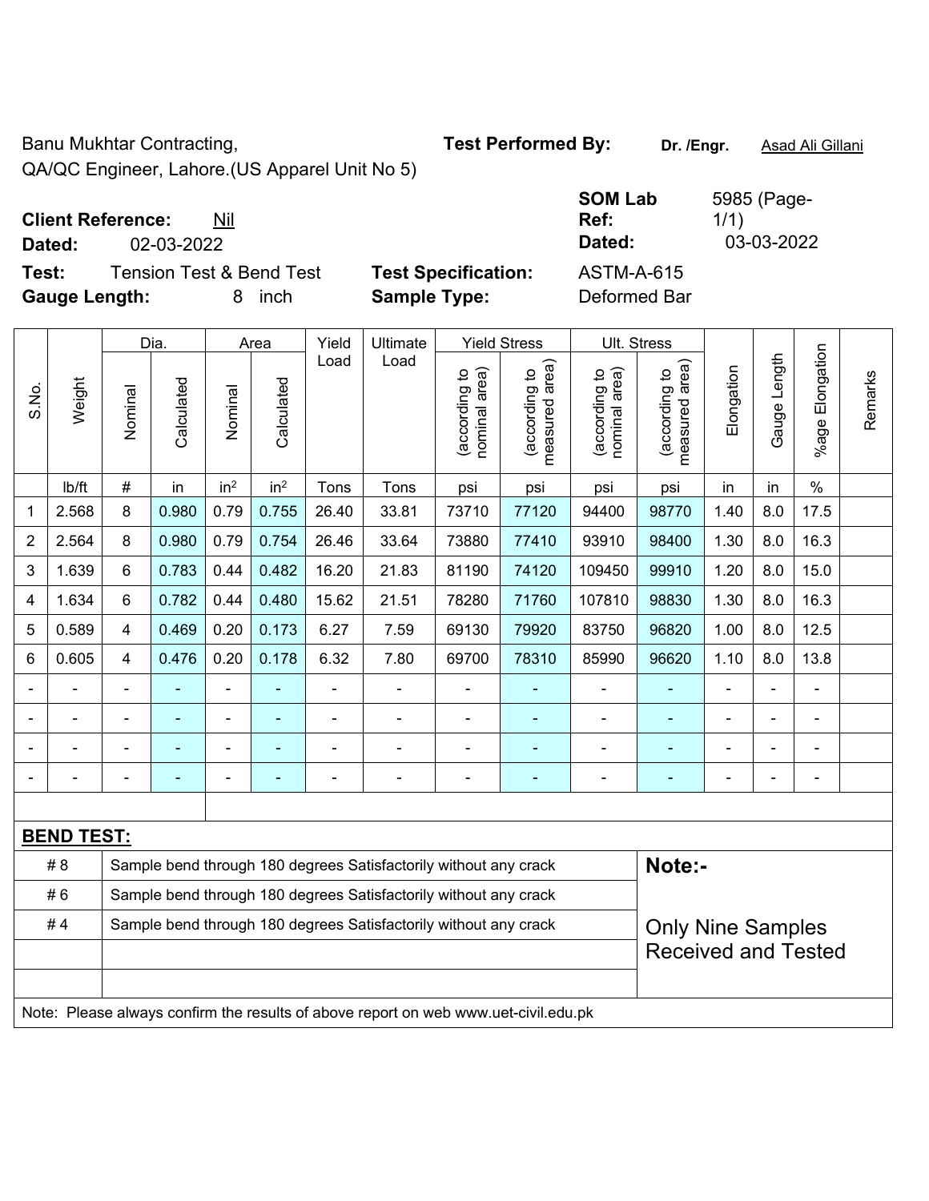Banu Mukhtar Contracting,
QA/QC Engineer, Lahore.(US Apparel Unit No 5)

**Test Performed By:** **Dr. /Engr.** Asad Ali Gillani

**Client Reference:** Nil
**Dated:** 02-03-2022

**SOM Lab Ref:** 5985 (Page-1/1)
**Dated:** 03-03-2022

**Test:** Tension Test & Bend Test
**Gauge Length:** 8 inch

**Test Specification:** ASTM-A-615
**Sample Type:** Deformed Bar

| S.No. | Weight | Dia. | | Area | | Yield Load | Ultimate Load | Yield Stress | | Ult. Stress | | Elongation | Gauge Length | %age Elongation | Remarks |
|---|---|---|---|---|---|---|---|---|---|---|---|---|---|---|---|
| | | Nominal | Calculated | Nominal | Calculated | | | (according to nominal area) | (according to measured area) | (according to nominal area) | (according to measured area) | | | | |
| | lb/ft | # | in | in² | in² | Tons | Tons | psi | psi | psi | psi | in | in | % | |
| 1 | 2.568 | 8 | 0.980 | 0.79 | 0.755 | 26.40 | 33.81 | 73710 | 77120 | 94400 | 98770 | 1.40 | 8.0 | 17.5 | |
| 2 | 2.564 | 8 | 0.980 | 0.79 | 0.754 | 26.46 | 33.64 | 73880 | 77410 | 93910 | 98400 | 1.30 | 8.0 | 16.3 | |
| 3 | 1.639 | 6 | 0.783 | 0.44 | 0.482 | 16.20 | 21.83 | 81190 | 74120 | 109450 | 99910 | 1.20 | 8.0 | 15.0 | |
| 4 | 1.634 | 6 | 0.782 | 0.44 | 0.480 | 15.62 | 21.51 | 78280 | 71760 | 107810 | 98830 | 1.30 | 8.0 | 16.3 | |
| 5 | 0.589 | 4 | 0.469 | 0.20 | 0.173 | 6.27 | 7.59 | 69130 | 79920 | 83750 | 96820 | 1.00 | 8.0 | 12.5 | |
| 6 | 0.605 | 4 | 0.476 | 0.20 | 0.178 | 6.32 | 7.80 | 69700 | 78310 | 85990 | 96620 | 1.10 | 8.0 | 13.8 | |
| - | - | - | - | - | - | - | - | - | - | - | - | - | - | - | |
| - | - | - | - | - | - | - | - | - | - | - | - | - | - | - | |
| - | - | - | - | - | - | - | - | - | - | - | - | - | - | - | |
| - | - | - | - | - | - | - | - | - | - | - | - | - | - | - | |

**BEND TEST:**

| | |
|---|---|
| # 8 | Sample bend through 180 degrees Satisfactorily without any crack |
| # 6 | Sample bend through 180 degrees Satisfactorily without any crack |
| # 4 | Sample bend through 180 degrees Satisfactorily without any crack |

**Note:-**

Only Nine Samples Received and Tested

Note: Please always confirm the results of above report on web www.uet-civil.edu.pk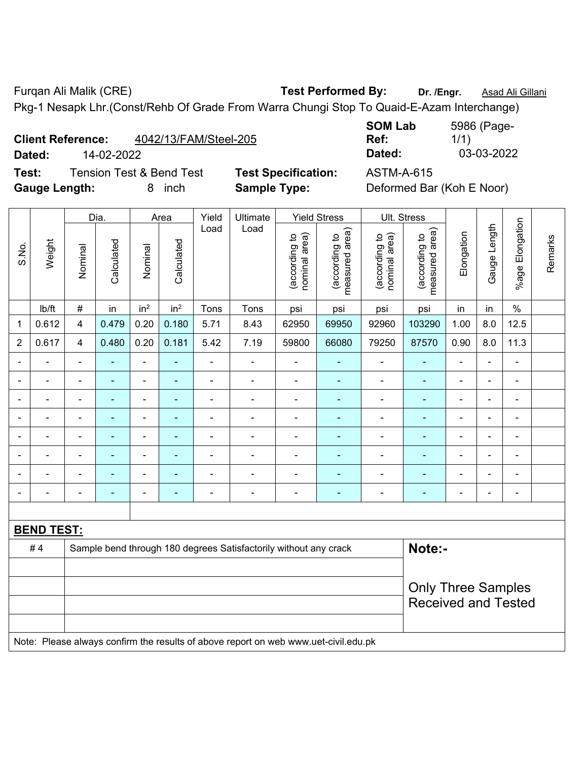Furqan Ali Malik (CRE) **Test Performed By:** **Dr. /Engr.** Asad Ali Gillani

Pkg-1 Nesapk Lhr.(Const/Rehb Of Grade From Warra Chungi Stop To Quaid-E-Azam Interchange)

**Client Reference:** 4042/13/FAM/Steel-205 **SOM Lab Ref:** 5986 (Page-1/1)

**Dated:** 14-02-2022 **Dated:** 03-03-2022

**Test:** Tension Test & Bend Test **Test Specification:** ASTM-A-615

**Gauge Length:** 8 inch **Sample Type:** Deformed Bar (Koh E Noor)

| S.No. | Weight | Dia. | | Area | | Yield Load | Ultimate Load | Yield Stress | | Ult. Stress | | Elongation | Gauge Length | %age Elongation | Remarks |
|---|---|---|---|---|---|---|---|---|---|---|---|---|---|---|---|
| | | Nominal | Calculated | Nominal | Calculated | | | (according to nominal area) | (according to measured area) | (according to nominal area) | (according to measured area) | | | | |
| | lb/ft | # | in | in² | in² | Tons | Tons | psi | psi | psi | psi | in | in | % | |
| 1 | 0.612 | 4 | 0.479 | 0.20 | 0.180 | 5.71 | 8.43 | 62950 | 69950 | 92960 | 103290 | 1.00 | 8.0 | 12.5 | |
| 2 | 0.617 | 4 | 0.480 | 0.20 | 0.181 | 5.42 | 7.19 | 59800 | 66080 | 79250 | 87570 | 0.90 | 8.0 | 11.3 | |
| - | - | - | - | - | - | - | - | - | - | - | - | - | - | - | |
| - | - | - | - | - | - | - | - | - | - | - | - | - | - | - | |
| - | - | - | - | - | - | - | - | - | - | - | - | - | - | - | |
| - | - | - | - | - | - | - | - | - | - | - | - | - | - | - | |
| - | - | - | - | - | - | - | - | - | - | - | - | - | - | - | |
| - | - | - | - | - | - | - | - | - | - | - | - | - | - | - | |
| - | - | - | - | - | - | - | - | - | - | - | - | - | - | - | |
| - | - | - | - | - | - | - | - | - | - | - | - | - | - | - | |

**BEND TEST:**

| | | |
|---|---|---|
| # 4 | Sample bend through 180 degrees Satisfactorily without any crack | **Note:-** |
| | | Only Three Samples Received and Tested |

Note: Please always confirm the results of above report on web www.uet-civil.edu.pk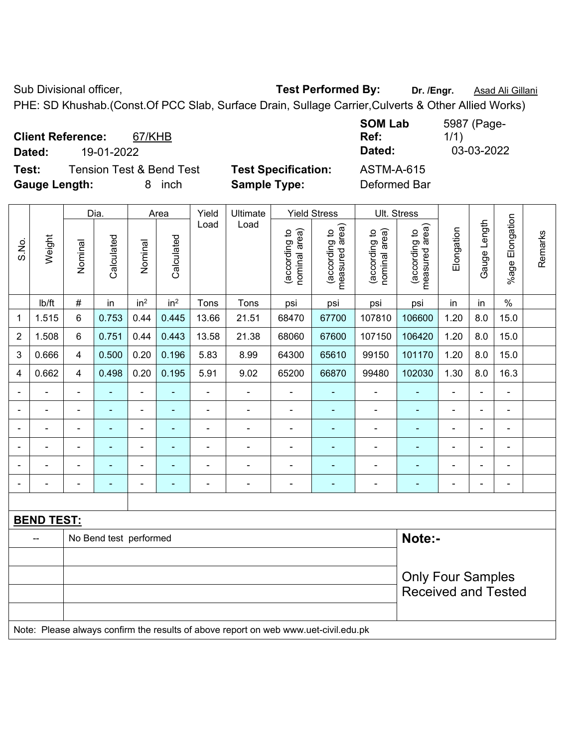Sub Divisional officer, **Test Performed By:** **Dr. /Engr.** Asad Ali Gillani

PHE: SD Khushab.(Const.Of PCC Slab, Surface Drain, Sullage Carrier,Culverts & Other Allied Works)

**Client Reference:** 67/KHB **SOM Lab Ref:** 5987 (Page-1/1)

**Dated:** 19-01-2022 **Dated:** 03-03-2022

**Test:** Tension Test & Bend Test **Test Specification:** ASTM-A-615

**Gauge Length:** 8 inch **Sample Type:** Deformed Bar

| S.No. | Weight | Dia. | | Area | | Yield Load | Ultimate Load | Yield Stress | | Ult. Stress | | Elongation | Gauge Length | %age Elongation | Remarks |
|---|---|---|---|---|---|---|---|---|---|---|---|---|---|---|---|
| | | Nominal | Calculated | Nominal | Calculated | | | (according to nominal area) | (according to measured area) | (according to nominal area) | (according to measured area) | | | | |
| | lb/ft | # | in | in² | in² | Tons | Tons | psi | psi | psi | psi | in | in | % | |
| 1 | 1.515 | 6 | 0.753 | 0.44 | 0.445 | 13.66 | 21.51 | 68470 | 67700 | 107810 | 106600 | 1.20 | 8.0 | 15.0 | |
| 2 | 1.508 | 6 | 0.751 | 0.44 | 0.443 | 13.58 | 21.38 | 68060 | 67600 | 107150 | 106420 | 1.20 | 8.0 | 15.0 | |
| 3 | 0.666 | 4 | 0.500 | 0.20 | 0.196 | 5.83 | 8.99 | 64300 | 65610 | 99150 | 101170 | 1.20 | 8.0 | 15.0 | |
| 4 | 0.662 | 4 | 0.498 | 0.20 | 0.195 | 5.91 | 9.02 | 65200 | 66870 | 99480 | 102030 | 1.30 | 8.0 | 16.3 | |
| - | - | - | - | - | - | - | - | - | - | - | - | - | - | - | |
| - | - | - | - | - | - | - | - | - | - | - | - | - | - | - | |
| - | - | - | - | - | - | - | - | - | - | - | - | - | - | - | |
| - | - | - | - | - | - | - | - | - | - | - | - | - | - | - | |
| - | - | - | - | - | - | - | - | - | - | - | - | - | - | - | |
| - | - | - | - | - | - | - | - | - | - | - | - | - | - | - | |

**BEND TEST:**

| -- | No Bend test performed |
|---|---|

**Note:-**

Only Four Samples Received and Tested

Note: Please always confirm the results of above report on web www.uet-civil.edu.pk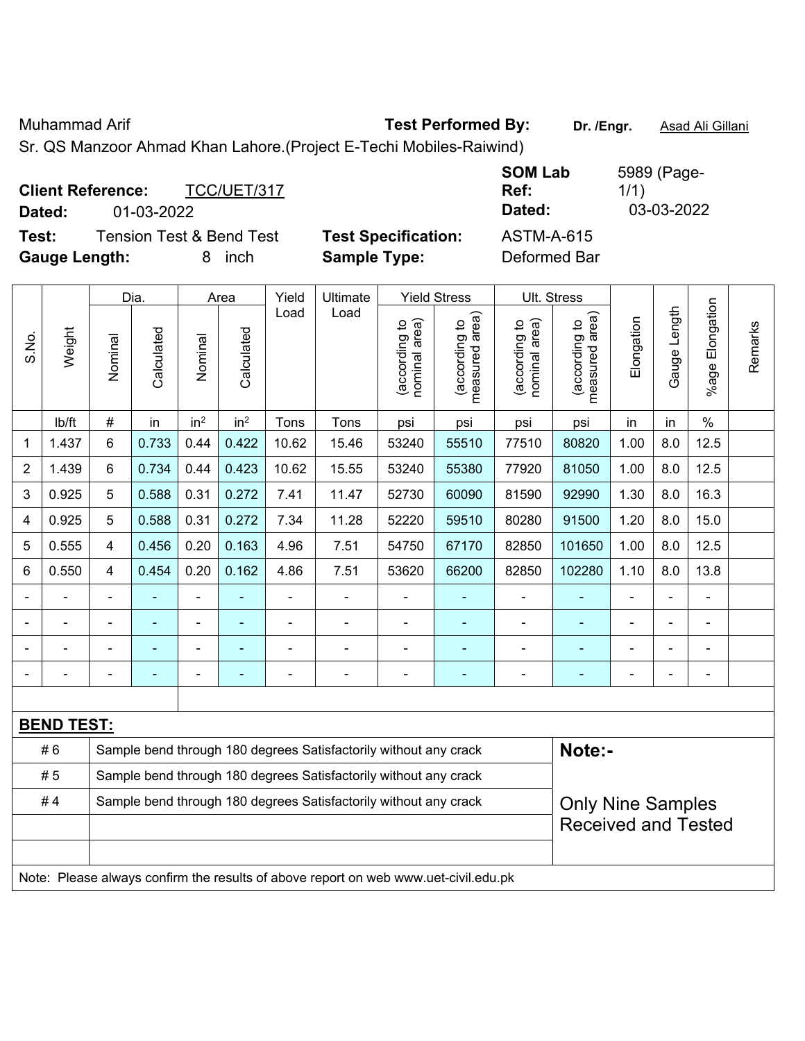Muhammad Arif

Sr. QS Manzoor Ahmad Khan Lahore.(Project E-Techi Mobiles-Raiwind)

**Test Performed By:** **Dr. /Engr.** Asad Ali Gillani

**Client Reference:** TCC/UET/317

**Dated:** 01-03-2022

**SOM Lab Ref:** 5989 (Page-1/1)

**Dated:** 03-03-2022

**Test:** Tension Test & Bend Test

**Test Specification:** ASTM-A-615

**Gauge Length:** 8 inch

**Sample Type:** Deformed Bar

| S.No. | Weight | Dia. | | Area | | Yield Load | Ultimate Load | Yield Stress | | Ult. Stress | | Elongation | Gauge Length | %age Elongation | Remarks |
|---|---|---|---|---|---|---|---|---|---|---|---|---|---|---|---|
| | | Nominal | Calculated | Nominal | Calculated | | | (according to nominal area) | (according to measured area) | (according to nominal area) | (according to measured area) | | | | |
| | lb/ft | # | in | $in^2$ | $in^2$ | Tons | Tons | psi | psi | psi | psi | in | in | % | |
| 1 | 1.437 | 6 | 0.733 | 0.44 | 0.422 | 10.62 | 15.46 | 53240 | 55510 | 77510 | 80820 | 1.00 | 8.0 | 12.5 | |
| 2 | 1.439 | 6 | 0.734 | 0.44 | 0.423 | 10.62 | 15.55 | 53240 | 55380 | 77920 | 81050 | 1.00 | 8.0 | 12.5 | |
| 3 | 0.925 | 5 | 0.588 | 0.31 | 0.272 | 7.41 | 11.47 | 52730 | 60090 | 81590 | 92990 | 1.30 | 8.0 | 16.3 | |
| 4 | 0.925 | 5 | 0.588 | 0.31 | 0.272 | 7.34 | 11.28 | 52220 | 59510 | 80280 | 91500 | 1.20 | 8.0 | 15.0 | |
| 5 | 0.555 | 4 | 0.456 | 0.20 | 0.163 | 4.96 | 7.51 | 54750 | 67170 | 82850 | 101650 | 1.00 | 8.0 | 12.5 | |
| 6 | 0.550 | 4 | 0.454 | 0.20 | 0.162 | 4.86 | 7.51 | 53620 | 66200 | 82850 | 102280 | 1.10 | 8.0 | 13.8 | |
| - | - | - | - | - | - | - | - | - | - | - | - | - | - | - | |
| - | - | - | - | - | - | - | - | - | - | - | - | - | - | - | |
| - | - | - | - | - | - | - | - | - | - | - | - | - | - | - | |
| - | - | - | - | - | - | - | - | - | - | - | - | - | - | - | |

**BEND TEST:**

| | |
|---|---|
| # 6 | Sample bend through 180 degrees Satisfactorily without any crack |
| # 5 | Sample bend through 180 degrees Satisfactorily without any crack |
| # 4 | Sample bend through 180 degrees Satisfactorily without any crack |

**Note:-**

Only Nine Samples Received and Tested

Note: Please always confirm the results of above report on web www.uet-civil.edu.pk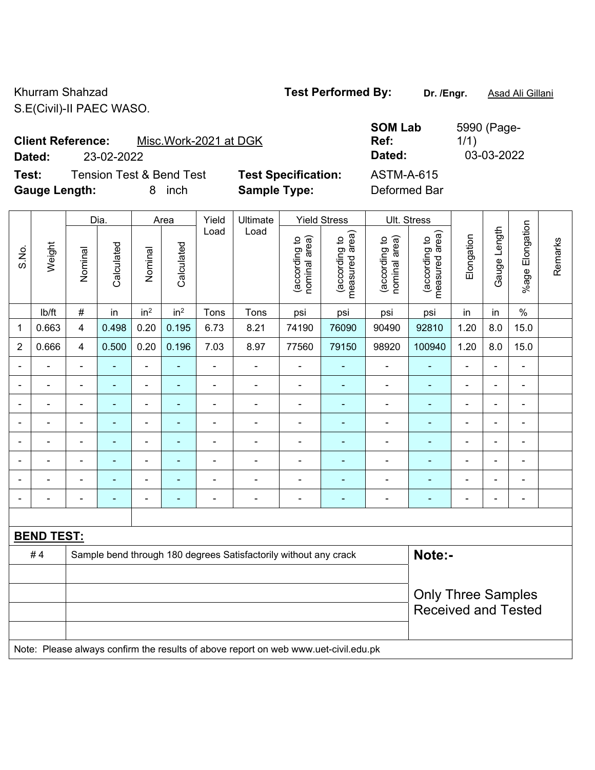Khurram Shahzad
S.E(Civil)-II PAEC WASO.

**Test Performed By:** **Dr. /Engr.** Asad Ali Gillani

**Client Reference:** Misc.Work-2021 at DGK
**Dated:** 23-02-2022

**SOM Lab Ref:** 5990 (Page-1/1)
**Dated:** 03-03-2022

**Test:** Tension Test & Bend Test
**Gauge Length:** 8 inch

**Test Specification:** ASTM-A-615
**Sample Type:** Deformed Bar

| S.No. | Weight | Dia. | | Area | | Yield Load | Ultimate Load | Yield Stress | | Ult. Stress | | Elongation | Gauge Length | %age Elongation | Remarks |
|---|---|---|---|---|---|---|---|---|---|---|---|---|---|---|---|
| | | Nominal | Calculated | Nominal | Calculated | | | (according to nominal area) | (according to measured area) | (according to nominal area) | (according to measured area) | | | | |
| | lb/ft | # | in | in$^2$ | in$^2$ | Tons | Tons | psi | psi | psi | psi | in | in | % | |
| 1 | 0.663 | 4 | 0.498 | 0.20 | 0.195 | 6.73 | 8.21 | 74190 | 76090 | 90490 | 92810 | 1.20 | 8.0 | 15.0 | |
| 2 | 0.666 | 4 | 0.500 | 0.20 | 0.196 | 7.03 | 8.97 | 77560 | 79150 | 98920 | 100940 | 1.20 | 8.0 | 15.0 | |
| - | - | - | - | - | - | - | - | - | - | - | - | - | - | - | |
| - | - | - | - | - | - | - | - | - | - | - | - | - | - | - | |
| - | - | - | - | - | - | - | - | - | - | - | - | - | - | - | |
| - | - | - | - | - | - | - | - | - | - | - | - | - | - | - | |
| - | - | - | - | - | - | - | - | - | - | - | - | - | - | - | |
| - | - | - | - | - | - | - | - | - | - | - | - | - | - | - | |
| - | - | - | - | - | - | - | - | - | - | - | - | - | - | - | |
| - | - | - | - | - | - | - | - | - | - | - | - | - | - | - | |

**BEND TEST:**

| | |
|---|---|
| # 4 | Sample bend through 180 degrees Satisfactorily without any crack |

**Note:-**

Only Three Samples Received and Tested

Note: Please always confirm the results of above report on web www.uet-civil.edu.pk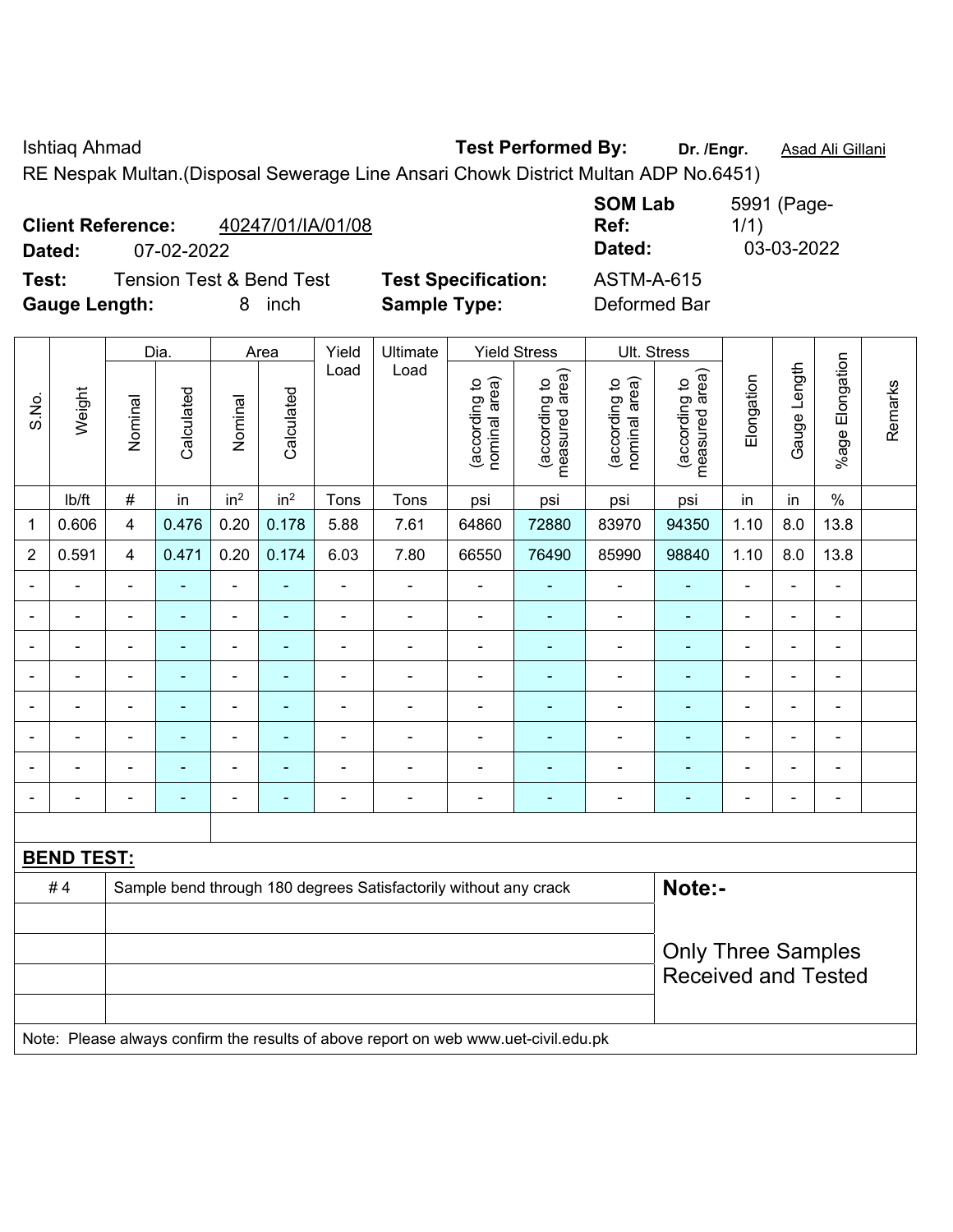Ishtiaq Ahmad **Test Performed By:** **Dr. /Engr.** Asad Ali Gillani

RE Nespak Multan.(Disposal Sewerage Line Ansari Chowk District Multan ADP No.6451)

**Client Reference:** 40247/01/IA/01/08 **SOM Lab Ref:** 5991 (Page- 1/1)

**Dated:** 07-02-2022 **Dated:** 03-03-2022

**Test:** Tension Test & Bend Test **Test Specification:** ASTM-A-615

**Gauge Length:** 8 inch **Sample Type:** Deformed Bar

| S.No. | Weight | Dia. | | Area | | Yield Load | Ultimate Load | Yield Stress | | Ult. Stress | | Elongation | Gauge Length | %age Elongation | Remarks |
|---|---|---|---|---|---|---|---|---|---|---|---|---|---|---|---|
| | | Nominal | Calculated | Nominal | Calculated | | | (according to nominal area) | (according to measured area) | (according to nominal area) | (according to measured area) | | | | |
| | lb/ft | # | in | in² | in² | Tons | Tons | psi | psi | psi | psi | in | in | % | |
| 1 | 0.606 | 4 | 0.476 | 0.20 | 0.178 | 5.88 | 7.61 | 64860 | 72880 | 83970 | 94350 | 1.10 | 8.0 | 13.8 | |
| 2 | 0.591 | 4 | 0.471 | 0.20 | 0.174 | 6.03 | 7.80 | 66550 | 76490 | 85990 | 98840 | 1.10 | 8.0 | 13.8 | |
| - | - | - | - | - | - | - | - | - | - | - | - | - | - | - | |
| - | - | - | - | - | - | - | - | - | - | - | - | - | - | - | |
| - | - | - | - | - | - | - | - | - | - | - | - | - | - | - | |
| - | - | - | - | - | - | - | - | - | - | - | - | - | - | - | |
| - | - | - | - | - | - | - | - | - | - | - | - | - | - | - | |
| - | - | - | - | - | - | - | - | - | - | - | - | - | - | - | |
| - | - | - | - | - | - | - | - | - | - | - | - | - | - | - | |
| - | - | - | - | - | - | - | - | - | - | - | - | - | - | - | |

**BEND TEST:**

| | | |
|---|---|---|
| # 4 | Sample bend through 180 degrees Satisfactorily without any crack | **Note:-** Only Three Samples Received and Tested |

Note: Please always confirm the results of above report on web www.uet-civil.edu.pk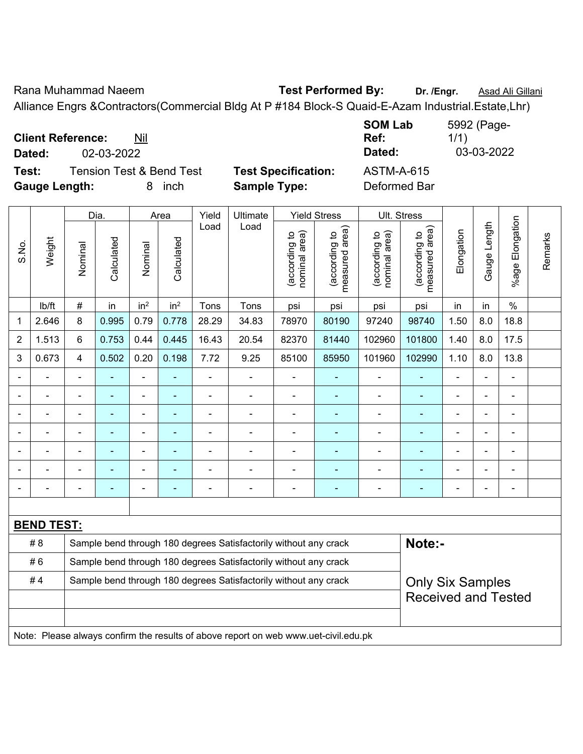Rana Muhammad Naeem **Test Performed By:** **Dr. /Engr.** Asad Ali Gillani

Alliance Engrs &Contractors(Commercial Bldg At P #184 Block-S Quaid-E-Azam Industrial.Estate,Lhr)

**Client Reference:** Nil **SOM Lab Ref:** 5992 (Page-1/1)

**Dated:** 02-03-2022 **Dated:** 03-03-2022

**Test:** Tension Test & Bend Test **Test Specification:** ASTM-A-615

**Gauge Length:** 8 inch **Sample Type:** Deformed Bar

| S.No. | Weight | Dia. | | Area | | Yield Load | Ultimate Load | Yield Stress | | Ult. Stress | | Elongation | Gauge Length | %age Elongation | Remarks |
|---|---|---|---|---|---|---|---|---|---|---|---|---|---|---|---|
| | | Nominal | Calculated | Nominal | Calculated | | | (according to nominal area) | (according to measured area) | (according to nominal area) | (according to measured area) | | | | |
| | lb/ft | # | in | in² | in² | Tons | Tons | psi | psi | psi | psi | in | in | % | |
| 1 | 2.646 | 8 | 0.995 | 0.79 | 0.778 | 28.29 | 34.83 | 78970 | 80190 | 97240 | 98740 | 1.50 | 8.0 | 18.8 | |
| 2 | 1.513 | 6 | 0.753 | 0.44 | 0.445 | 16.43 | 20.54 | 82370 | 81440 | 102960 | 101800 | 1.40 | 8.0 | 17.5 | |
| 3 | 0.673 | 4 | 0.502 | 0.20 | 0.198 | 7.72 | 9.25 | 85100 | 85950 | 101960 | 102990 | 1.10 | 8.0 | 13.8 | |
| - | - | - | - | - | - | - | - | - | - | - | - | - | - | - | |
| - | - | - | - | - | - | - | - | - | - | - | - | - | - | - | |
| - | - | - | - | - | - | - | - | - | - | - | - | - | - | - | |
| - | - | - | - | - | - | - | - | - | - | - | - | - | - | - | |
| - | - | - | - | - | - | - | - | - | - | - | - | - | - | - | |
| - | - | - | - | - | - | - | - | - | - | - | - | - | - | - | |
| - | - | - | - | - | - | - | - | - | - | - | - | - | - | - | |

**BEND TEST:**

| | | |
|---|---|---|
| # 8 | Sample bend through 180 degrees Satisfactorily without any crack | **Note:-** |
| # 6 | Sample bend through 180 degrees Satisfactorily without any crack | |
| # 4 | Sample bend through 180 degrees Satisfactorily without any crack | Only Six Samples Received and Tested |

Note: Please always confirm the results of above report on web www.uet-civil.edu.pk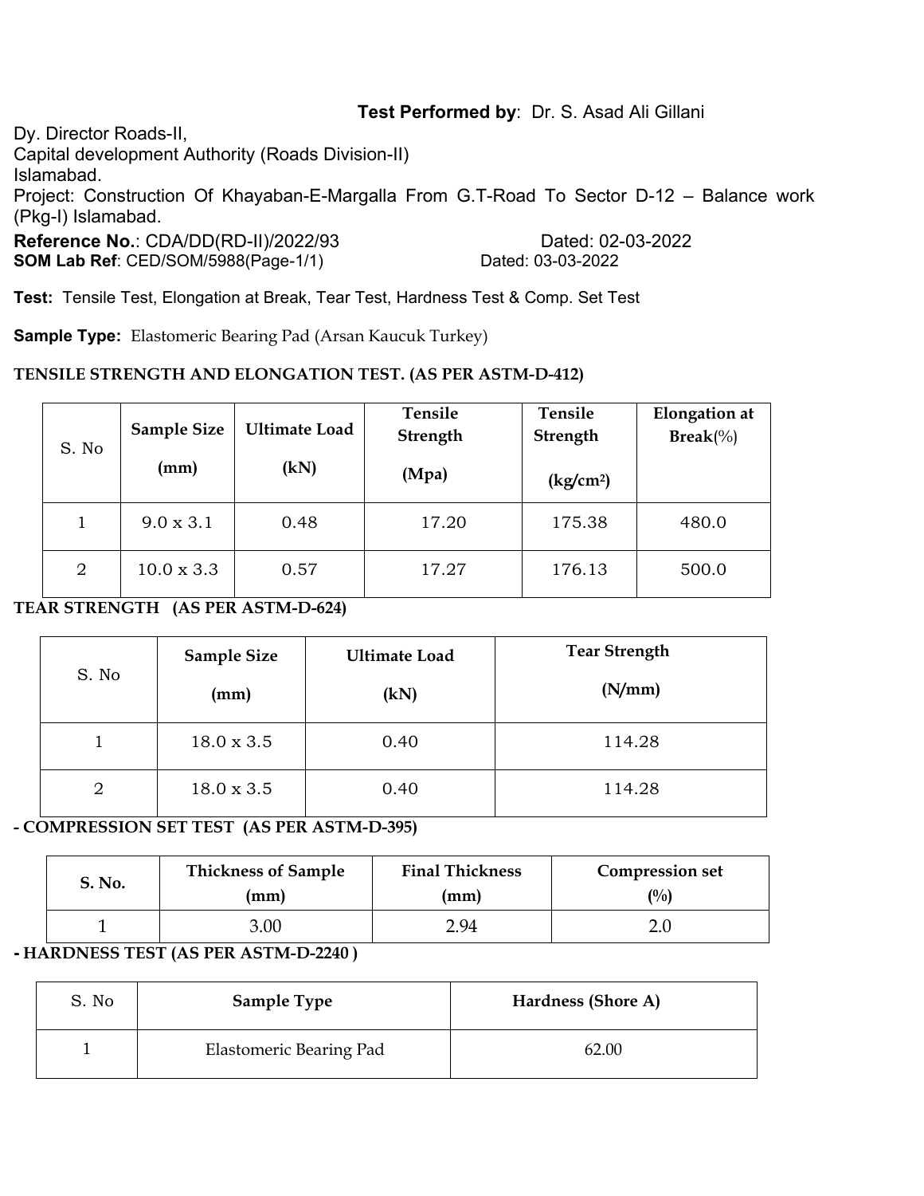**Test Performed by**: Dr. S. Asad Ali Gillani

Dy. Director Roads-II,
Capital development Authority (Roads Division-II)
Islamabad.
Project: Construction Of Khayaban-E-Margalla From G.T-Road To Sector D-12 – Balance work (Pkg-I) Islamabad.

**Reference No.**: CDA/DD(RD-II)/2022/93 Dated: 02-03-2022
**SOM Lab Ref**: CED/SOM/5988(Page-1/1) Dated: 03-03-2022

**Test:** Tensile Test, Elongation at Break, Tear Test, Hardness Test & Comp. Set Test

**Sample Type:** Elastomeric Bearing Pad (Arsan Kaucuk Turkey)

**TENSILE STRENGTH AND ELONGATION TEST. (AS PER ASTM-D-412)**

| S. No | Sample Size (mm) | Ultimate Load (kN) | Tensile Strength (Mpa) | Tensile Strength ($kg/cm^2$) | Elongation at Break(%) |
|---|---|---|---|---|---|
| 1 | 9.0 x 3.1 | 0.48 | 17.20 | 175.38 | 480.0 |
| 2 | 10.0 x 3.3 | 0.57 | 17.27 | 176.13 | 500.0 |

**TEAR STRENGTH (AS PER ASTM-D-624)**

| S. No | Sample Size (mm) | Ultimate Load (kN) | Tear Strength (N/mm) |
|---|---|---|---|
| 1 | 18.0 x 3.5 | 0.40 | 114.28 |
| 2 | 18.0 x 3.5 | 0.40 | 114.28 |

**- COMPRESSION SET TEST (AS PER ASTM-D-395)**

| S. No. | Thickness of Sample (mm) | Final Thickness (mm) | Compression set (%) |
|---|---|---|---|
| 1 | 3.00 | 2.94 | 2.0 |

**- HARDNESS TEST (AS PER ASTM-D-2240 )**

| S. No | Sample Type | Hardness (Shore A) |
|---|---|---|
| 1 | Elastomeric Bearing Pad | 62.00 |